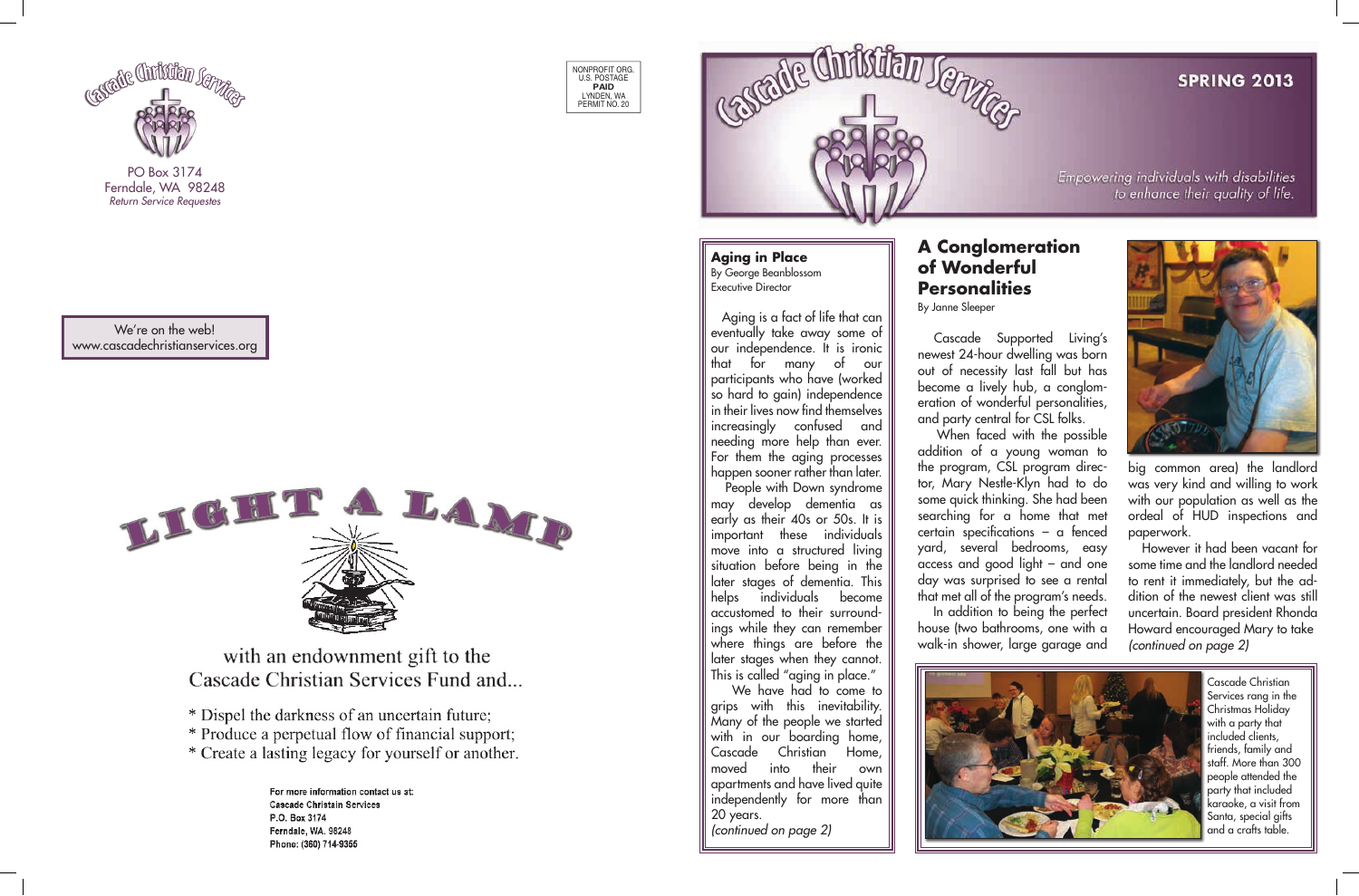Cascade Christian Services

PO Box 3174
Ferndale, WA 98248
*Return Service Requested*

NONPROFIT ORG.
U.S. POSTAGE
**PAID**
LYNDEN, WA
PERMIT NO. 20

We're on the web!
www.cascadechristianservices.org

# LIGHT A LAMP

with an endowment gift to the Cascade Christian Services Fund and...

* Dispel the darkness of an uncertain future;
* Produce a perpetual flow of financial support;
* Create a lasting legacy for yourself or another.

For more information contact us at:
Cascade Christain Services
P.O. Box 3174
Ferndale, WA. 98248
Phone: (360) 714-9355

# Cascade Christian Services

**SPRING 2013**

*Empowering individuals with disabilities to enhance their quality of life.*

## Aging in Place

By George Beanblossom
Executive Director

Aging is a fact of life that can eventually take away some of our independence. It is ironic that for many of our participants who have (worked so hard to gain) independence in their lives now find themselves increasingly confused and needing more help than ever. For them the aging processes happen sooner rather than later.

People with Down syndrome may develop dementia as early as their 40s or 50s. It is important these individuals move into a structured living situation before being in the later stages of dementia. This helps individuals become accustomed to their surroundings while they can remember where things are before the later stages when they cannot. This is called "aging in place."

We have had to come to grips with this inevitability. Many of the people we started with in our boarding home, Cascade Christian Home, moved into their own apartments and have lived quite independently for more than 20 years.

*(continued on page 2)*

## A Conglomeration of Wonderful Personalities

By Janne Sleeper

Cascade Supported Living's newest 24-hour dwelling was born out of necessity last fall but has become a lively hub, a conglomeration of wonderful personalities, and party central for CSL folks.

When faced with the possible addition of a young woman to the program, CSL program director, Mary Nestle-Klyn had to do some quick thinking. She had been searching for a home that met certain specifications – a fenced yard, several bedrooms, easy access and good light – and one day was surprised to see a rental that met all of the program's needs.

In addition to being the perfect house (two bathrooms, one with a walk-in shower, large garage and big common area) the landlord was very kind and willing to work with our population as well as the ordeal of HUD inspections and paperwork.

However it had been vacant for some time and the landlord needed to rent it immediately, but the addition of the newest client was still uncertain. Board president Rhonda Howard encouraged Mary to take

*(continued on page 2)*

Cascade Christian Services rang in the Christmas Holiday with a party that included clients, friends, family and staff. More than 300 people attended the party that included karaoke, a visit from Santa, special gifts and a crafts table.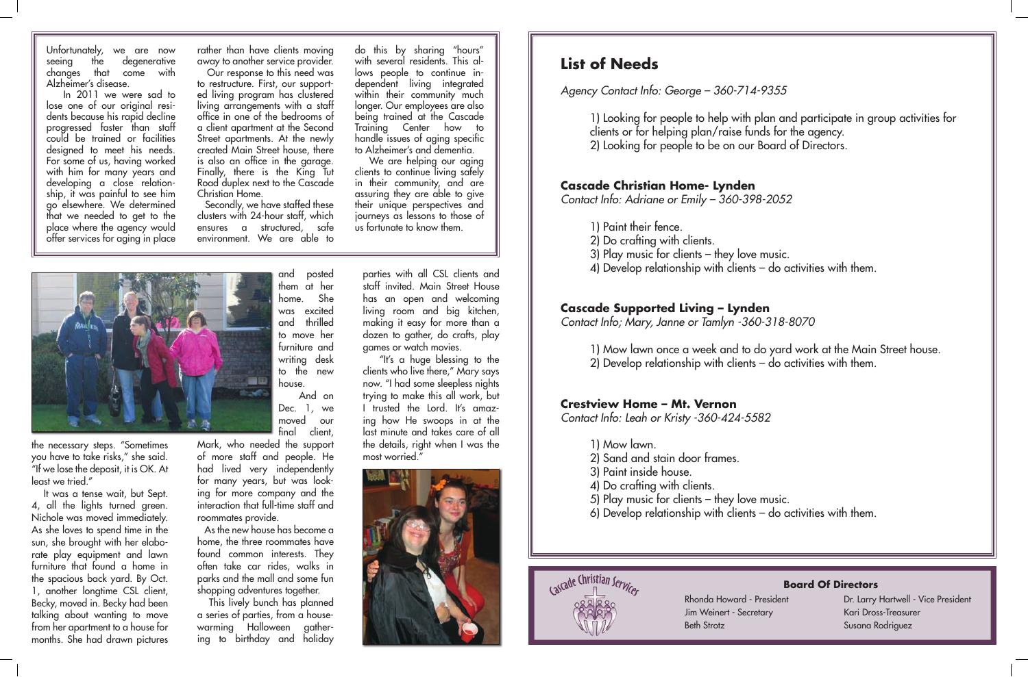Unfortunately, we are now seeing the degenerative changes that come with Alzheimer's disease.

In 2011 we were sad to lose one of our original residents because his rapid decline progressed faster than staff could be trained or facilities designed to meet his needs. For some of us, having worked with him for many years and developing a close relationship, it was painful to see him go elsewhere. We determined that we needed to get to the place where the agency would offer services for aging in place rather than have clients moving away to another service provider.

Our response to this need was to restructure. First, our supported living program has clustered living arrangements with a staff office in one of the bedrooms of a client apartment at the Second Street apartments. At the newly created Main Street house, there is also an office in the garage. Finally, there is the King Tut Road duplex next to the Cascade Christian Home.

Secondly, we have staffed these clusters with 24-hour staff, which ensures a structured, safe environment. We are able to do this by sharing "hours" with several residents. This allows people to continue independent living integrated within their community much longer. Our employees are also being trained at the Cascade Training Center how to handle issues of aging specific to Alzheimer's and dementia.

We are helping our aging clients to continue living safely in their community, and are assuring they are able to give their unique perspectives and journeys as lessons to those of us fortunate to know them.

the necessary steps. "Sometimes you have to take risks," she said. "If we lose the deposit, it is OK. At least we tried."

It was a tense wait, but Sept. 4, all the lights turned green. Nichole was moved immediately. As she loves to spend time in the sun, she brought with her elaborate play equipment and lawn furniture that found a home in the spacious back yard. By Oct. 1, another longtime CSL client, Becky, moved in. Becky had been talking about wanting to move from her apartment to a house for months. She had drawn pictures and posted them at her home. She was excited and thrilled to move her furniture and writing desk to the new house.

And on Dec. 1, we moved our final client, Mark, who needed the support of more staff and people. He had lived very independently for many years, but was looking for more company and the interaction that full-time staff and roommates provide.

As the new house has become a home, the three roommates have found common interests. They often take car rides, walks in parks and the mall and some fun shopping adventures together.

This lively bunch has planned a series of parties, from a housewarming Halloween gathering to birthday and holiday parties with all CSL clients and staff invited. Main Street House has an open and welcoming living room and big kitchen, making it easy for more than a dozen to gather, do crafts, play games or watch movies.

"It's a huge blessing to the clients who live there," Mary says now. "I had some sleepless nights trying to make this all work, but I trusted the Lord. It's amazing how He swoops in at the last minute and takes care of all the details, right when I was the most worried."

## List of Needs

*Agency Contact Info: George – 360-714-9355*

1) Looking for people to help with plan and participate in group activities for clients or for helping plan/raise funds for the agency.
2) Looking for people to be on our Board of Directors.

### Cascade Christian Home- Lynden

*Contact Info: Adriane or Emily – 360-398-2052*

1) Paint their fence.
2) Do crafting with clients.
3) Play music for clients – they love music.
4) Develop relationship with clients – do activities with them.

### Cascade Supported Living – Lynden

*Contact Info; Mary, Janne or Tamlyn -360-318-8070*

1) Mow lawn once a week and to do yard work at the Main Street house.
2) Develop relationship with clients – do activities with them.

### Crestview Home – Mt. Vernon

*Contact Info: Leah or Kristy -360-424-5582*

1) Mow lawn.
2) Sand and stain door frames.
3) Paint inside house.
4) Do crafting with clients.
5) Play music for clients – they love music.
6) Develop relationship with clients – do activities with them.

Cascade Christian Services

**Board Of Directors**

Rhonda Howard - President
Dr. Larry Hartwell - Vice President
Jim Weinert - Secretary
Kari Dross-Treasurer
Beth Strotz
Susana Rodriguez